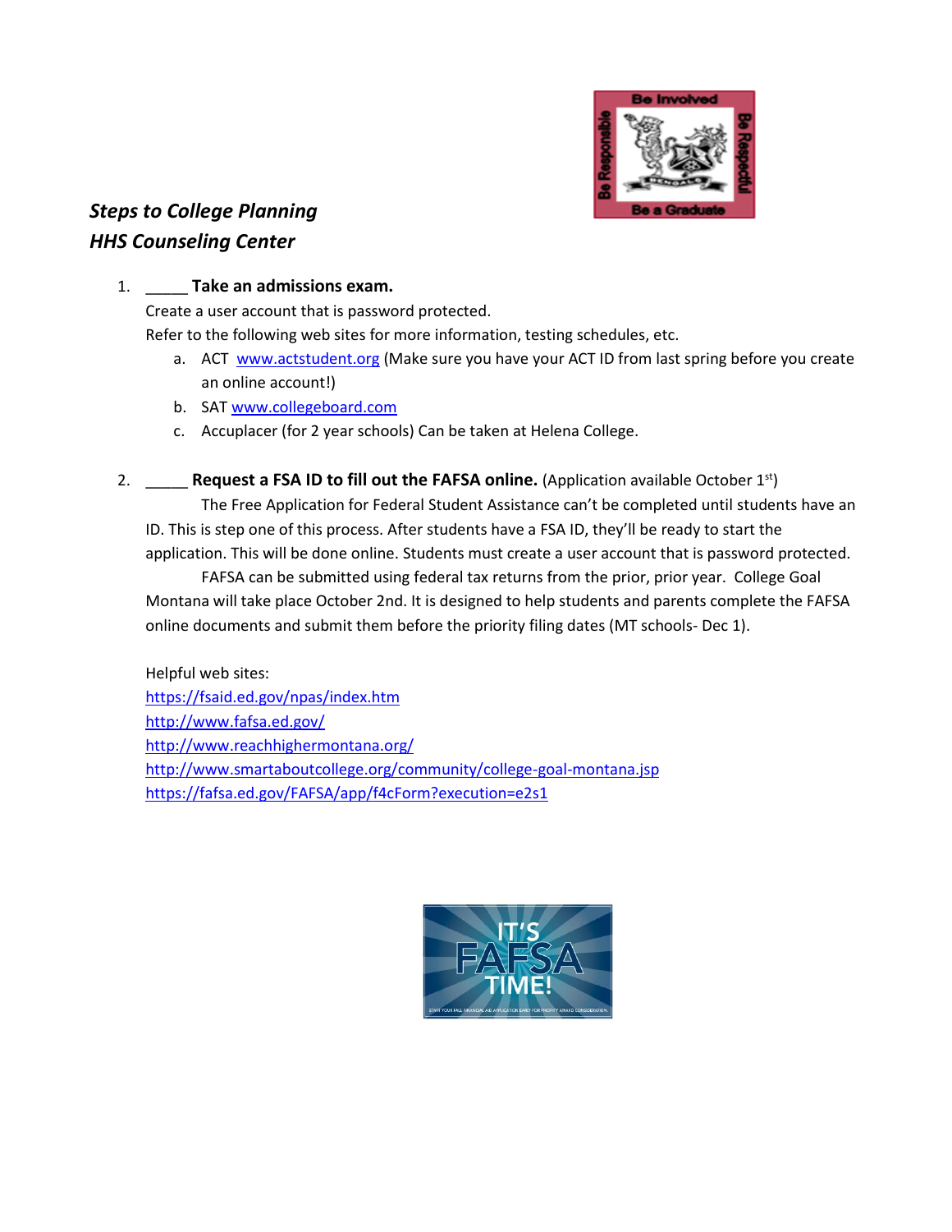***Steps to College Planning***
***HHS Counseling Center***

1. _____ **Take an admissions exam.**
   Create a user account that is password protected.
   Refer to the following web sites for more information, testing schedules, etc.
   a. ACT www.actstudent.org (Make sure you have your ACT ID from last spring before you create an online account!)
   b. SAT www.collegeboard.com
   c. Accuplacer (for 2 year schools) Can be taken at Helena College.

2. _____ **Request a FSA ID to fill out the FAFSA online.** (Application available October 1st)
   The Free Application for Federal Student Assistance can't be completed until students have an ID. This is step one of this process. After students have a FSA ID, they'll be ready to start the application. This will be done online. Students must create a user account that is password protected.
   FAFSA can be submitted using federal tax returns from the prior, prior year. College Goal Montana will take place October 2nd. It is designed to help students and parents complete the FAFSA online documents and submit them before the priority filing dates (MT schools- Dec 1).

   Helpful web sites:
   https://fsaid.ed.gov/npas/index.htm
   http://www.fafsa.ed.gov/
   http://www.reachhighermontana.org/
   http://www.smartaboutcollege.org/community/college-goal-montana.jsp
   https://fafsa.ed.gov/FAFSA/app/f4cForm?execution=e2s1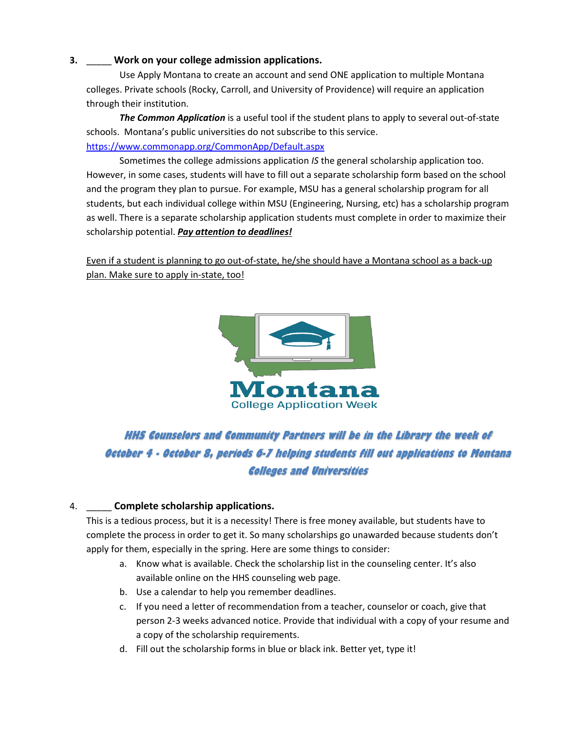3. _____ **Work on your college admission applications.**

Use Apply Montana to create an account and send ONE application to multiple Montana colleges. Private schools (Rocky, Carroll, and University of Providence) will require an application through their institution.

***The Common Application*** is a useful tool if the student plans to apply to several out-of-state schools. Montana's public universities do not subscribe to this service. https://www.commonapp.org/CommonApp/Default.aspx

Sometimes the college admissions application *IS* the general scholarship application too. However, in some cases, students will have to fill out a separate scholarship form based on the school and the program they plan to pursue. For example, MSU has a general scholarship program for all students, but each individual college within MSU (Engineering, Nursing, etc) has a scholarship program as well. There is a separate scholarship application students must complete in order to maximize their scholarship potential. ***Pay attention to deadlines!***

Even if a student is planning to go out-of-state, he/she should have a Montana school as a back-up plan. Make sure to apply in-state, too!

Montana
College Application Week

***HHS Counselors and Community Partners will be in the Library the week of October 4 - October 8, periods 6-7 helping students fill out applications to Montana Colleges and Universities***

4. _____ **Complete scholarship applications.**

This is a tedious process, but it is a necessity! There is free money available, but students have to complete the process in order to get it. So many scholarships go unawarded because students don't apply for them, especially in the spring. Here are some things to consider:

a. Know what is available. Check the scholarship list in the counseling center. It's also available online on the HHS counseling web page.
b. Use a calendar to help you remember deadlines.
c. If you need a letter of recommendation from a teacher, counselor or coach, give that person 2-3 weeks advanced notice. Provide that individual with a copy of your resume and a copy of the scholarship requirements.
d. Fill out the scholarship forms in blue or black ink. Better yet, type it!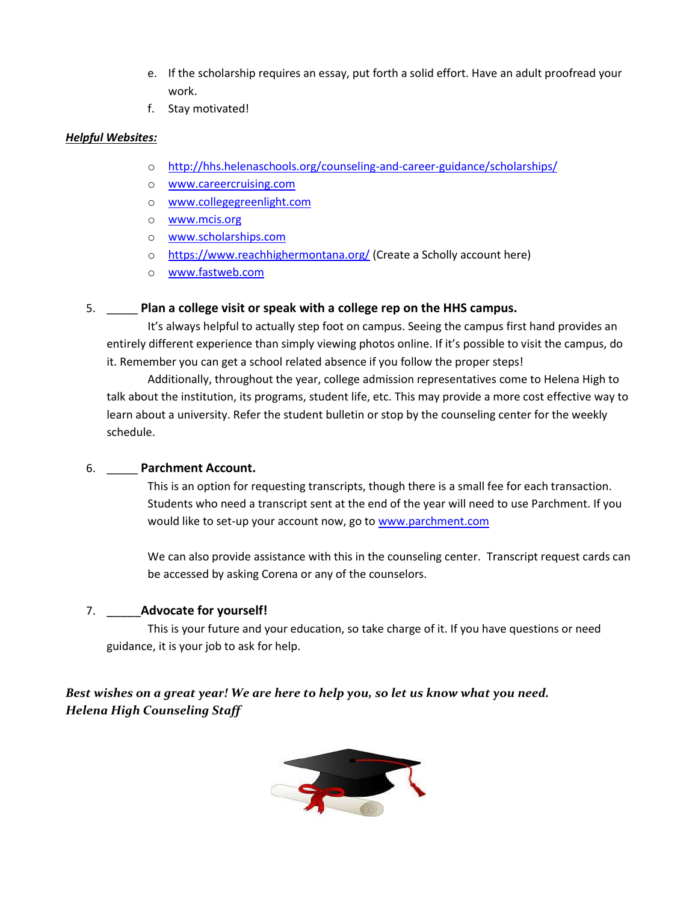e. If the scholarship requires an essay, put forth a solid effort. Have an adult proofread your work.
f. Stay motivated!

***Helpful Websites:***

- http://hhs.helenaschools.org/counseling-and-career-guidance/scholarships/
- www.careercruising.com
- www.collegegreenlight.com
- www.mcis.org
- www.scholarships.com
- https://www.reachhighermontana.org/ (Create a Scholly account here)
- www.fastweb.com

5. _____ **Plan a college visit or speak with a college rep on the HHS campus.**

    It's always helpful to actually step foot on campus. Seeing the campus first hand provides an entirely different experience than simply viewing photos online. If it's possible to visit the campus, do it. Remember you can get a school related absence if you follow the proper steps!

    Additionally, throughout the year, college admission representatives come to Helena High to talk about the institution, its programs, student life, etc. This may provide a more cost effective way to learn about a university. Refer the student bulletin or stop by the counseling center for the weekly schedule.

6. _____ **Parchment Account.**

    This is an option for requesting transcripts, though there is a small fee for each transaction. Students who need a transcript sent at the end of the year will need to use Parchment. If you would like to set-up your account now, go to www.parchment.com

    We can also provide assistance with this in the counseling center. Transcript request cards can be accessed by asking Corena or any of the counselors.

7. _____**Advocate for yourself!**

    This is your future and your education, so take charge of it. If you have questions or need guidance, it is your job to ask for help.

***Best wishes on a great year! We are here to help you, so let us know what you need.***
***Helena High Counseling Staff***